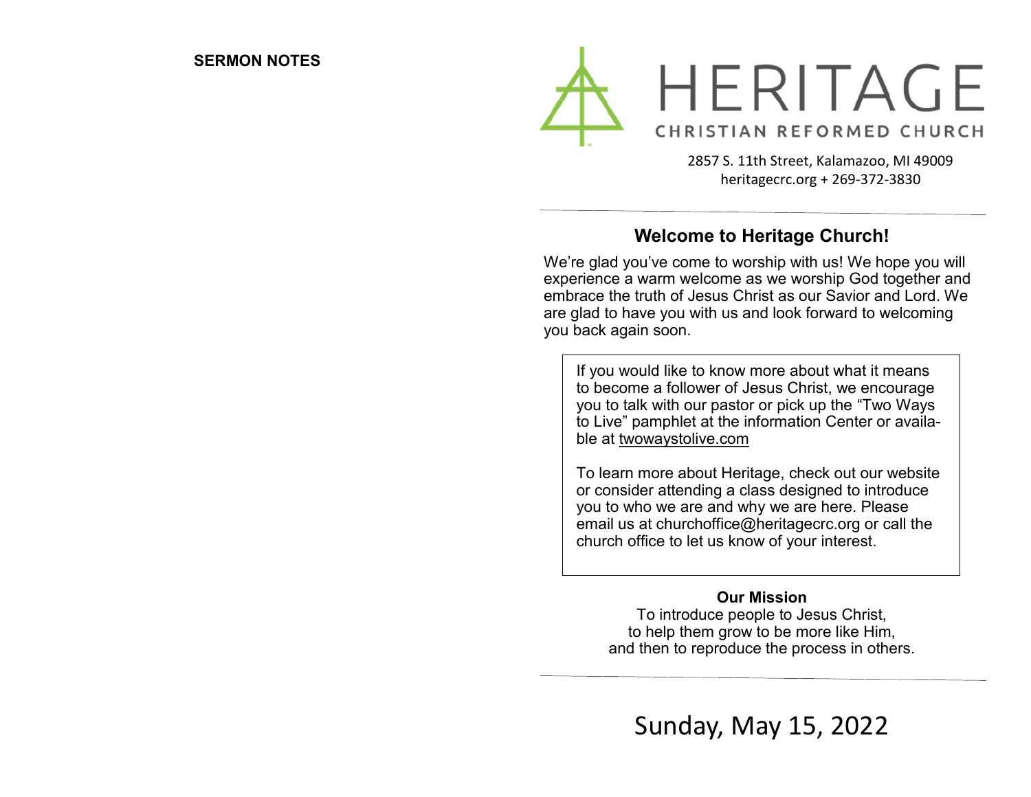**SERMON NOTES**

# HERITAGE

CHRISTIAN REFORMED CHURCH

2857 S. 11th Street, Kalamazoo, MI 49009
heritagecrc.org + 269-372-3830

## Welcome to Heritage Church!

We're glad you've come to worship with us! We hope you will experience a warm welcome as we worship God together and embrace the truth of Jesus Christ as our Savior and Lord. We are glad to have you with us and look forward to welcoming you back again soon.

If you would like to know more about what it means to become a follower of Jesus Christ, we encourage you to talk with our pastor or pick up the "Two Ways to Live" pamphlet at the information Center or available at twowaystolive.com

To learn more about Heritage, check out our website or consider attending a class designed to introduce you to who we are and why we are here. Please email us at churchoffice@heritagecrc.org or call the church office to let us know of your interest.

**Our Mission**

To introduce people to Jesus Christ,
to help them grow to be more like Him,
and then to reproduce the process in others.

Sunday, May 15, 2022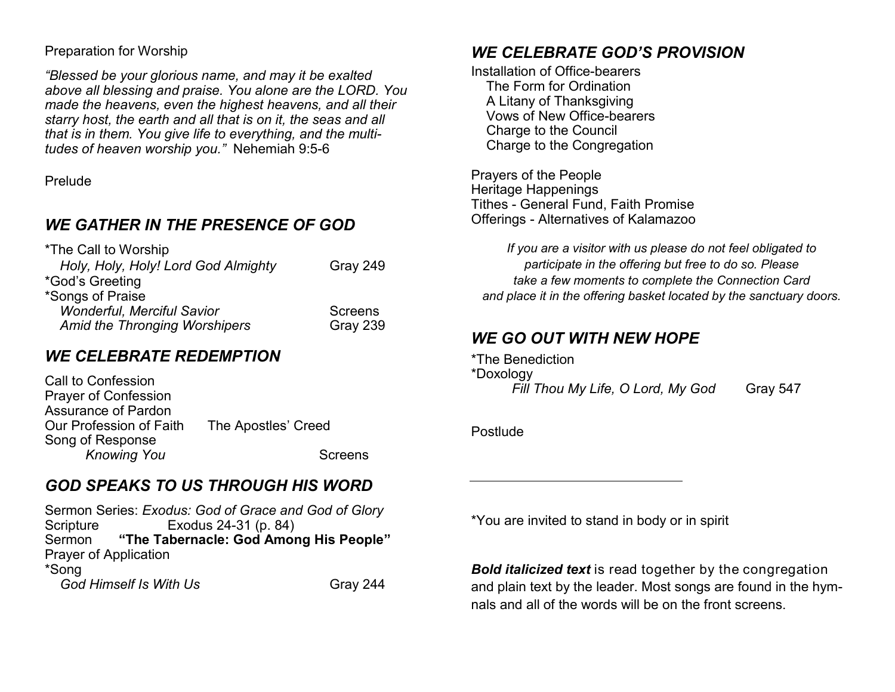Preparation for Worship

*"Blessed be your glorious name, and may it be exalted above all blessing and praise. You alone are the LORD. You made the heavens, even the highest heavens, and all their starry host, the earth and all that is on it, the seas and all that is in them. You give life to everything, and the multitudes of heaven worship you."* Nehemiah 9:5-6

Prelude

## *WE GATHER IN THE PRESENCE OF GOD*

*The Call to Worship
*Holy, Holy, Holy! Lord God Almighty* — Gray 249
*God's Greeting
*Songs of Praise
*Wonderful, Merciful Savior* — Screens
*Amid the Thronging Worshipers* — Gray 239

## *WE CELEBRATE REDEMPTION*

Call to Confession
Prayer of Confession
Assurance of Pardon
Our Profession of Faith — The Apostles' Creed
Song of Response
*Knowing You* — Screens

## *GOD SPEAKS TO US THROUGH HIS WORD*

Sermon Series: *Exodus: God of Grace and God of Glory*
Scripture — Exodus 24-31 (p. 84)
Sermon — **"The Tabernacle: God Among His People"**
Prayer of Application
*Song
*God Himself Is With Us* — Gray 244

## *WE CELEBRATE GOD'S PROVISION*

Installation of Office-bearers
The Form for Ordination
A Litany of Thanksgiving
Vows of New Office-bearers
Charge to the Council
Charge to the Congregation

Prayers of the People
Heritage Happenings
Tithes - General Fund, Faith Promise
Offerings - Alternatives of Kalamazoo

*If you are a visitor with us please do not feel obligated to participate in the offering but free to do so. Please take a few moments to complete the Connection Card and place it in the offering basket located by the sanctuary doors.*

## *WE GO OUT WITH NEW HOPE*

*The Benediction
*Doxology
*Fill Thou My Life, O Lord, My God* — Gray 547

Postlude

---

*You are invited to stand in body or in spirit

***Bold italicized text*** is read together by the congregation and plain text by the leader. Most songs are found in the hymnals and all of the words will be on the front screens.